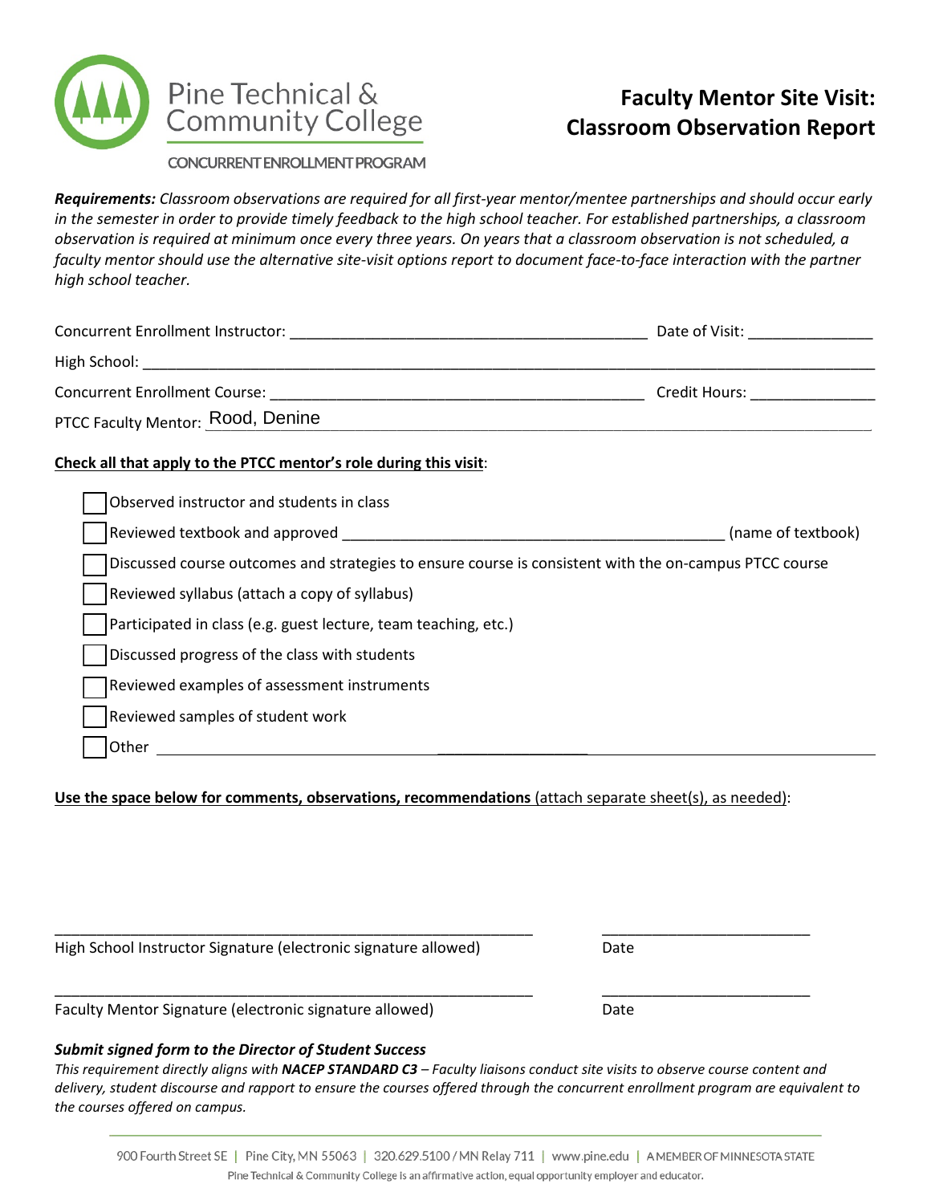Pine Technical & Community College

CONCURRENT ENROLLMENT PROGRAM

# Faculty Mentor Site Visit: Classroom Observation Report

***Requirements:*** *Classroom observations are required for all first-year mentor/mentee partnerships and should occur early in the semester in order to provide timely feedback to the high school teacher. For established partnerships, a classroom observation is required at minimum once every three years. On years that a classroom observation is not scheduled, a faculty mentor should use the alternative site-visit options report to document face-to-face interaction with the partner high school teacher.*

Concurrent Enrollment Instructor: ___________________________________________ Date of Visit: _______________

High School: ___________________________________________________________________________________

Concurrent Enrollment Course: ____________________________________________ Credit Hours: _______________

PTCC Faculty Mentor: Rood, Denine

**Check all that apply to the PTCC mentor's role during this visit**:

- [ ] Observed instructor and students in class
- [ ] Reviewed textbook and approved _____________________________________________ (name of textbook)
- [ ] Discussed course outcomes and strategies to ensure course is consistent with the on-campus PTCC course
- [ ] Reviewed syllabus (attach a copy of syllabus)
- [ ] Participated in class (e.g. guest lecture, team teaching, etc.)
- [ ] Discussed progress of the class with students
- [ ] Reviewed examples of assessment instruments
- [ ] Reviewed samples of student work
- [ ] Other ___________________________________________________________________________

**Use the space below for comments, observations, recommendations** (attach separate sheet(s), as needed):

_______________________________________________________ _________________________

High School Instructor Signature (electronic signature allowed) Date

_______________________________________________________ _________________________

Faculty Mentor Signature (electronic signature allowed) Date

***Submit signed form to the Director of Student Success***

*This requirement directly aligns with **NACEP STANDARD C3** – Faculty liaisons conduct site visits to observe course content and delivery, student discourse and rapport to ensure the courses offered through the concurrent enrollment program are equivalent to the courses offered on campus.*

900 Fourth Street SE | Pine City, MN 55063 | 320.629.5100 / MN Relay 711 | www.pine.edu | A MEMBER OF MINNESOTA STATE

Pine Technical & Community College is an affirmative action, equal opportunity employer and educator.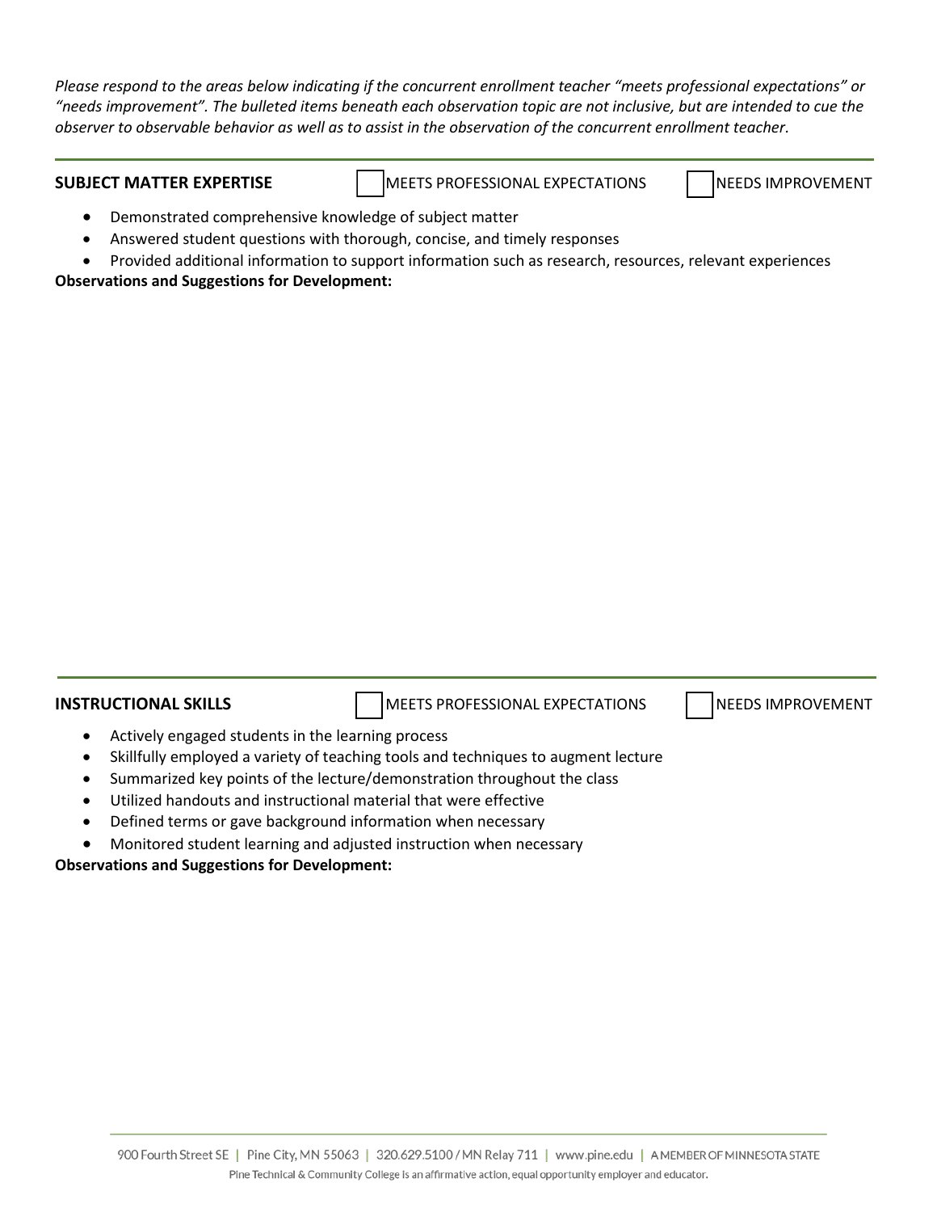*Please respond to the areas below indicating if the concurrent enrollment teacher "meets professional expectations" or "needs improvement". The bulleted items beneath each observation topic are not inclusive, but are intended to cue the observer to observable behavior as well as to assist in the observation of the concurrent enrollment teacher.*

---

**SUBJECT MATTER EXPERTISE** ☐ MEETS PROFESSIONAL EXPECTATIONS ☐ NEEDS IMPROVEMENT

- Demonstrated comprehensive knowledge of subject matter
- Answered student questions with thorough, concise, and timely responses
- Provided additional information to support information such as research, resources, relevant experiences

**Observations and Suggestions for Development:**

---

**INSTRUCTIONAL SKILLS** ☐ MEETS PROFESSIONAL EXPECTATIONS ☐ NEEDS IMPROVEMENT

- Actively engaged students in the learning process
- Skillfully employed a variety of teaching tools and techniques to augment lecture
- Summarized key points of the lecture/demonstration throughout the class
- Utilized handouts and instructional material that were effective
- Defined terms or gave background information when necessary
- Monitored student learning and adjusted instruction when necessary

**Observations and Suggestions for Development:**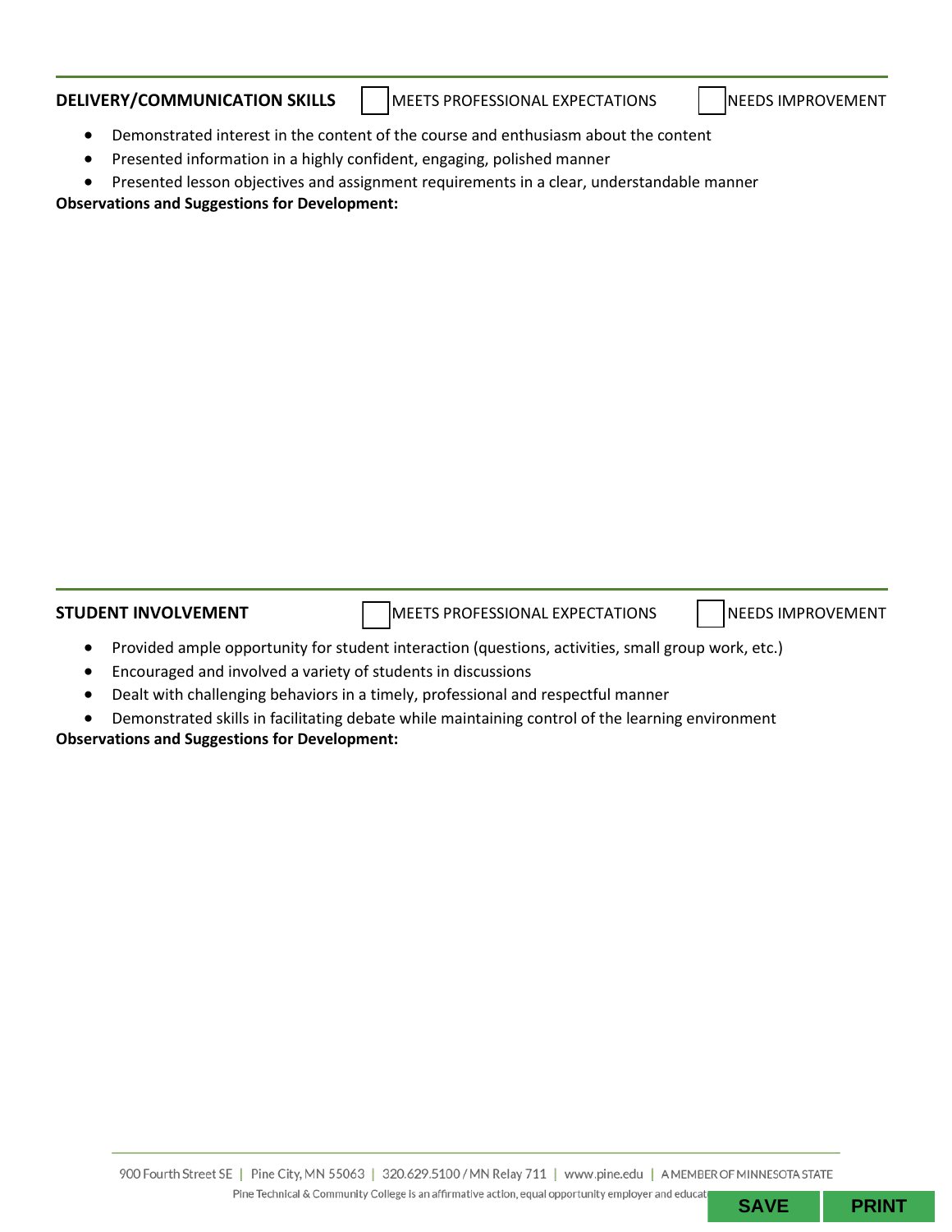**DELIVERY/COMMUNICATION SKILLS** ☐ MEETS PROFESSIONAL EXPECTATIONS ☐ NEEDS IMPROVEMENT

- Demonstrated interest in the content of the course and enthusiasm about the content
- Presented information in a highly confident, engaging, polished manner
- Presented lesson objectives and assignment requirements in a clear, understandable manner

**Observations and Suggestions for Development:**

**STUDENT INVOLVEMENT** ☐ MEETS PROFESSIONAL EXPECTATIONS ☐ NEEDS IMPROVEMENT

- Provided ample opportunity for student interaction (questions, activities, small group work, etc.)
- Encouraged and involved a variety of students in discussions
- Dealt with challenging behaviors in a timely, professional and respectful manner
- Demonstrated skills in facilitating debate while maintaining control of the learning environment

**Observations and Suggestions for Development:**

900 Fourth Street SE | Pine City, MN 55063 | 320.629.5100 / MN Relay 711 | www.pine.edu | A MEMBER OF MINNESOTA STATE

Pine Technical & Community College is an affirmative action, equal opportunity employer and educat

SAVE PRINT